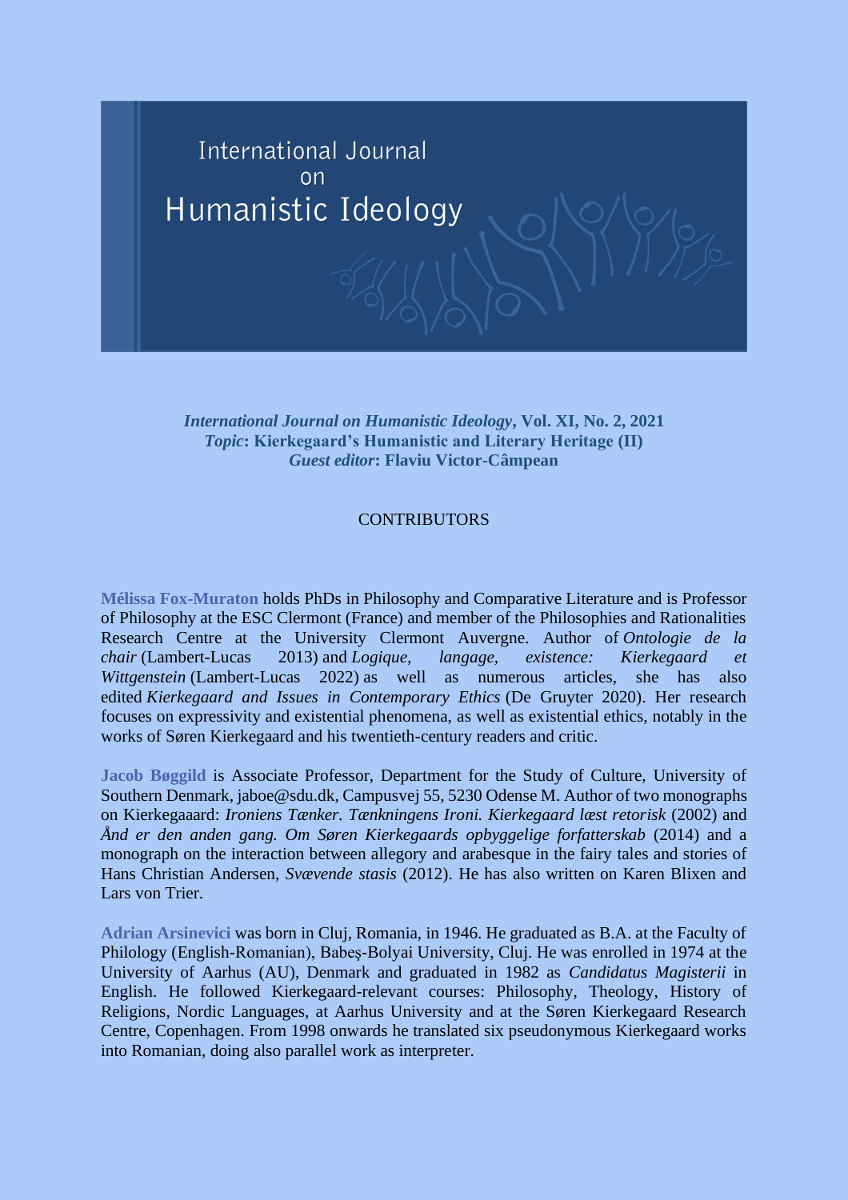# International Journal on Humanistic Ideology

***International Journal on Humanistic Ideology*, Vol. XI, No. 2, 2021**
***Topic*: Kierkegaard's Humanistic and Literary Heritage (II)**
***Guest editor*: Flaviu Victor-Câmpean**

## CONTRIBUTORS

**Mélissa Fox-Muraton** holds PhDs in Philosophy and Comparative Literature and is Professor of Philosophy at the ESC Clermont (France) and member of the Philosophies and Rationalities Research Centre at the University Clermont Auvergne. Author of *Ontologie de la chair* (Lambert-Lucas 2013) and *Logique, langage, existence: Kierkegaard et Wittgenstein* (Lambert-Lucas 2022) as well as numerous articles, she has also edited *Kierkegaard and Issues in Contemporary Ethics* (De Gruyter 2020). Her research focuses on expressivity and existential phenomena, as well as existential ethics, notably in the works of Søren Kierkegaard and his twentieth-century readers and critic.

**Jacob Bøggild** is Associate Professor, Department for the Study of Culture, University of Southern Denmark, jaboe@sdu.dk, Campusvej 55, 5230 Odense M. Author of two monographs on Kierkegaaard: *Ironiens Tænker. Tænkningens Ironi. Kierkegaard læst retorisk* (2002) and *Ånd er den anden gang. Om Søren Kierkegaards opbyggelige forfatterskab* (2014) and a monograph on the interaction between allegory and arabesque in the fairy tales and stories of Hans Christian Andersen, *Svævende stasis* (2012). He has also written on Karen Blixen and Lars von Trier.

**Adrian Arsinevici** was born in Cluj, Romania, in 1946. He graduated as B.A. at the Faculty of Philology (English-Romanian), Babeş-Bolyai University, Cluj. He was enrolled in 1974 at the University of Aarhus (AU), Denmark and graduated in 1982 as *Candidatus Magisterii* in English. He followed Kierkegaard-relevant courses: Philosophy, Theology, History of Religions, Nordic Languages, at Aarhus University and at the Søren Kierkegaard Research Centre, Copenhagen. From 1998 onwards he translated six pseudonymous Kierkegaard works into Romanian, doing also parallel work as interpreter.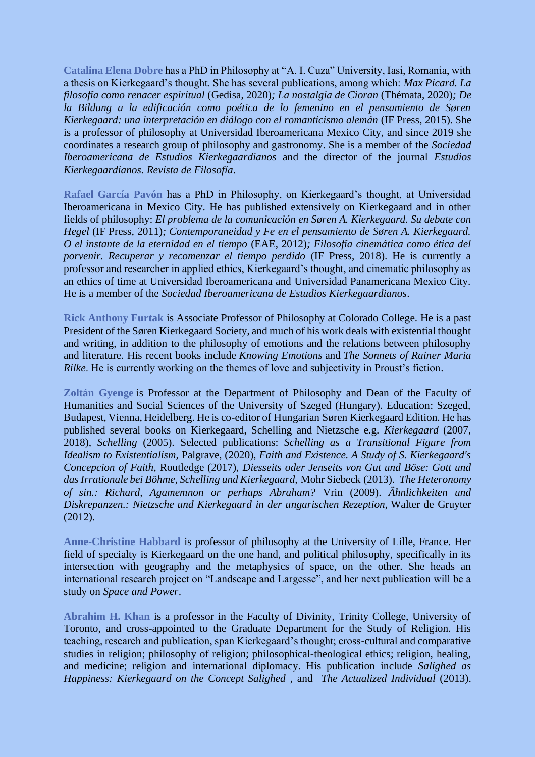**Catalina Elena Dobre** has a PhD in Philosophy at "A. I. Cuza" University, Iasi, Romania, with a thesis on Kierkegaard's thought. She has several publications, among which: *Max Picard. La filosofía como renacer espiritual* (Gedisa, 2020)*; La nostalgia de Cioran* (Thémata, 2020)*; De la Bildung a la edificación como poética de lo femenino en el pensamiento de Søren Kierkegaard: una interpretación en diálogo con el romanticismo alemán* (IF Press, 2015). She is a professor of philosophy at Universidad Iberoamericana Mexico City, and since 2019 she coordinates a research group of philosophy and gastronomy. She is a member of the *Sociedad Iberoamericana de Estudios Kierkegaardianos* and the director of the journal *Estudios Kierkegaardianos. Revista de Filosofía*.

**Rafael García Pavón** has a PhD in Philosophy, on Kierkegaard's thought, at Universidad Iberoamericana in Mexico City. He has published extensively on Kierkegaard and in other fields of philosophy: *El problema de la comunicación en Søren A. Kierkegaard. Su debate con Hegel* (IF Press, 2011)*; Contemporaneidad y Fe en el pensamiento de Søren A. Kierkegaard. O el instante de la eternidad en el tiempo* (EAE, 2012)*; Filosofía cinemática como ética del porvenir. Recuperar y recomenzar el tiempo perdido* (IF Press, 2018). He is currently a professor and researcher in applied ethics, Kierkegaard's thought, and cinematic philosophy as an ethics of time at Universidad Iberoamericana and Universidad Panamericana Mexico City. He is a member of the *Sociedad Iberoamericana de Estudios Kierkegaardianos*.

**Rick Anthony Furtak** is Associate Professor of Philosophy at Colorado College. He is a past President of the Søren Kierkegaard Society, and much of his work deals with existential thought and writing, in addition to the philosophy of emotions and the relations between philosophy and literature. His recent books include *Knowing Emotions* and *The Sonnets of Rainer Maria Rilke*. He is currently working on the themes of love and subjectivity in Proust's fiction.

**Zoltán Gyenge** is Professor at the Department of Philosophy and Dean of the Faculty of Humanities and Social Sciences of the University of Szeged (Hungary). Education: Szeged, Budapest, Vienna, Heidelberg. He is co-editor of Hungarian Søren Kierkegaard Edition. He has published several books on Kierkegaard, Schelling and Nietzsche e.g. *Kierkegaard* (2007, 2018), *Schelling* (2005). Selected publications: *Schelling as a Transitional Figure from Idealism to Existentialism,* Palgrave, (2020), *Faith and Existence. A Study of S. Kierkegaard's Concepcion of Faith,* Routledge (2017), *Diesseits oder Jenseits von Gut und Böse: Gott und das Irrationale bei Böhme, Schelling und Kierkegaard,* Mohr Siebeck (2013). *The Heteronomy of sin.: Richard, Agamemnon or perhaps Abraham?* Vrin (2009). *Ähnlichkeiten und Diskrepanzen.: Nietzsche und Kierkegaard in der ungarischen Rezeption,* Walter de Gruyter (2012).

**Anne-Christine Habbard** is professor of philosophy at the University of Lille, France. Her field of specialty is Kierkegaard on the one hand, and political philosophy, specifically in its intersection with geography and the metaphysics of space, on the other. She heads an international research project on "Landscape and Largesse", and her next publication will be a study on *Space and Power*.

**Abrahim H. Khan** is a professor in the Faculty of Divinity, Trinity College, University of Toronto, and cross-appointed to the Graduate Department for the Study of Religion. His teaching, research and publication, span Kierkegaard's thought; cross-cultural and comparative studies in religion; philosophy of religion; philosophical-theological ethics; religion, healing, and medicine; religion and international diplomacy. His publication include *Salighed as Happiness: Kierkegaard on the Concept Salighed* , and *The Actualized Individual* (2013).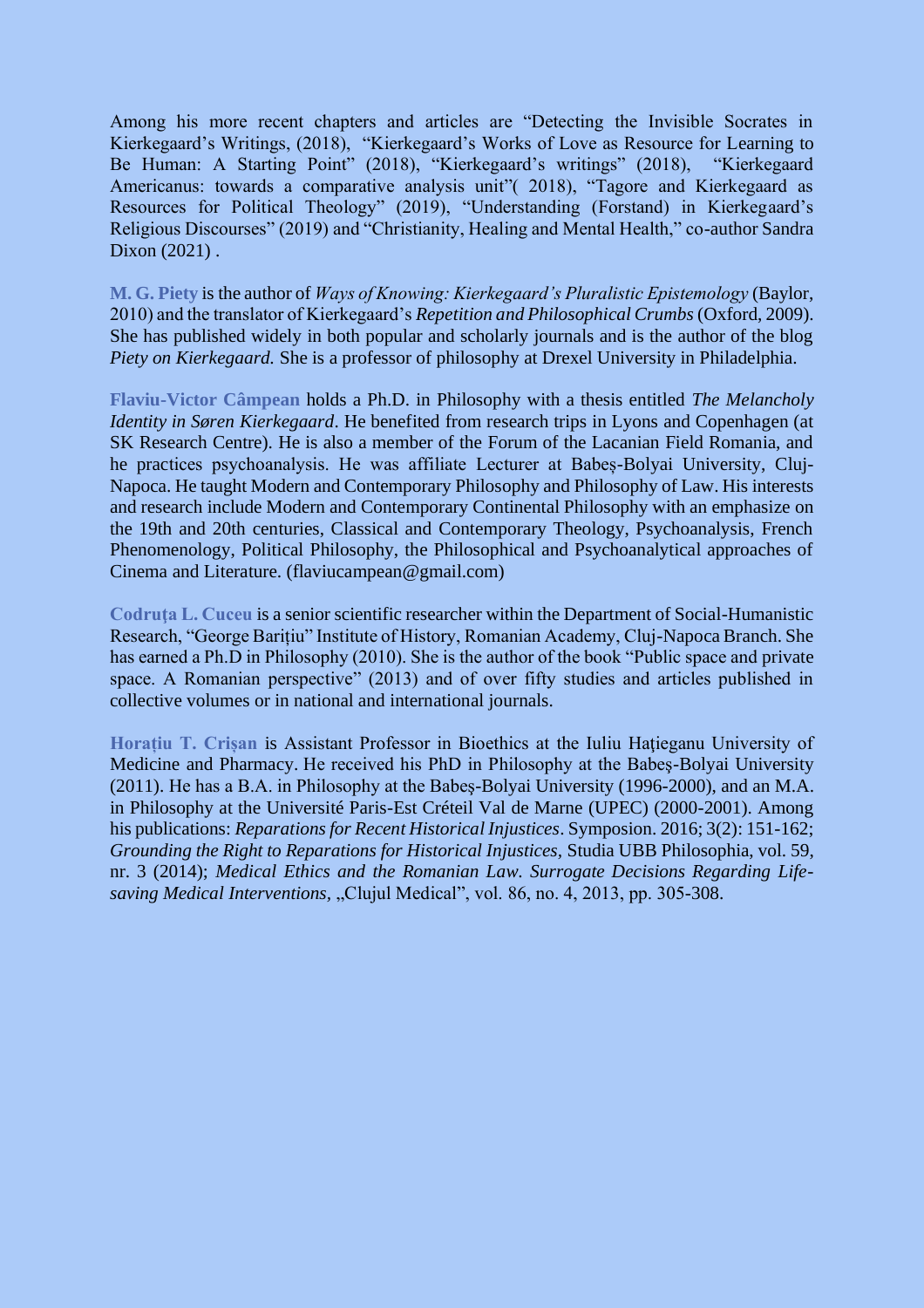Among his more recent chapters and articles are "Detecting the Invisible Socrates in Kierkegaard's Writings, (2018), "Kierkegaard's Works of Love as Resource for Learning to Be Human: A Starting Point" (2018), "Kierkegaard's writings" (2018), "Kierkegaard Americanus: towards a comparative analysis unit"( 2018), "Tagore and Kierkegaard as Resources for Political Theology" (2019), "Understanding (Forstand) in Kierkegaard's Religious Discourses" (2019) and "Christianity, Healing and Mental Health," co-author Sandra Dixon (2021) .

**M. G. Piety** is the author of *Ways of Knowing: Kierkegaard's Pluralistic Epistemology* (Baylor, 2010) and the translator of Kierkegaard's *Repetition and Philosophical Crumbs* (Oxford, 2009). She has published widely in both popular and scholarly journals and is the author of the blog *Piety on Kierkegaard.* She is a professor of philosophy at Drexel University in Philadelphia.

**Flaviu-Victor Câmpean** holds a Ph.D. in Philosophy with a thesis entitled *The Melancholy Identity in Søren Kierkegaard*. He benefited from research trips in Lyons and Copenhagen (at SK Research Centre). He is also a member of the Forum of the Lacanian Field Romania, and he practices psychoanalysis. He was affiliate Lecturer at Babeș-Bolyai University, Cluj-Napoca. He taught Modern and Contemporary Philosophy and Philosophy of Law. His interests and research include Modern and Contemporary Continental Philosophy with an emphasize on the 19th and 20th centuries, Classical and Contemporary Theology, Psychoanalysis, French Phenomenology, Political Philosophy, the Philosophical and Psychoanalytical approaches of Cinema and Literature. (flaviucampean@gmail.com)

**Codruța L. Cuceu** is a senior scientific researcher within the Department of Social-Humanistic Research, "George Barițiu" Institute of History, Romanian Academy, Cluj-Napoca Branch. She has earned a Ph.D in Philosophy (2010). She is the author of the book "Public space and private space. A Romanian perspective" (2013) and of over fifty studies and articles published in collective volumes or in national and international journals.

**Horațiu T. Crișan** is Assistant Professor in Bioethics at the Iuliu Haţieganu University of Medicine and Pharmacy. He received his PhD in Philosophy at the Babeş-Bolyai University (2011). He has a B.A. in Philosophy at the Babeş-Bolyai University (1996-2000), and an M.A. in Philosophy at the Université Paris-Est Créteil Val de Marne (UPEC) (2000-2001). Among his publications: *Reparations for Recent Historical Injustices*. Symposion. 2016; 3(2): 151-162; *Grounding the Right to Reparations for Historical Injustices*, Studia UBB Philosophia, vol. 59, nr. 3 (2014); *Medical Ethics and the Romanian Law. Surrogate Decisions Regarding Life-saving Medical Interventions,* „Clujul Medical", vol. 86, no. 4, 2013, pp. 305-308.